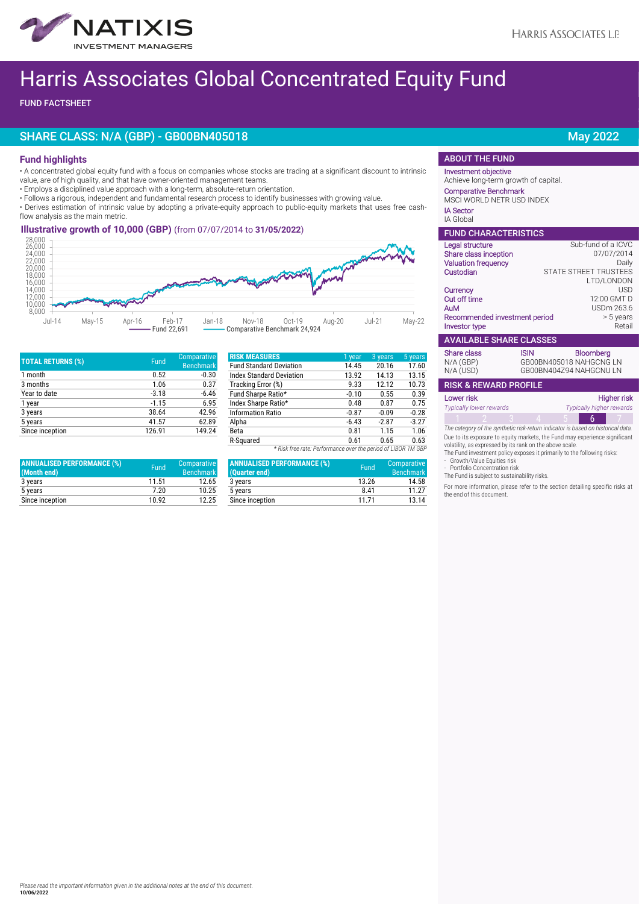# Harris Associates Global Concentrated Equity Fund

FUND FACTSHEET

## SHARE CLASS: N/A (GBP) - GB00BN405018

May 2022

### Fund highlights

- A concentrated global equity fund with a focus on companies whose stocks are trading at a significant discount to intrinsic value, are of high quality, and that have owner-oriented management teams.
- Employs a disciplined value approach with a long-term, absolute-return orientation.
- Follows a rigorous, independent and fundamental research process to identify businesses with growing value.
- Derives estimation of intrinsic value by adopting a private-equity approach to public-equity markets that uses free cash-flow analysis as the main metric.

### Illustrative growth of 10,000 (GBP) (from 07/07/2014 to **31/05/2022**)

Fund 22,691 — Comparative Benchmark 24,924

| TOTAL RETURNS (%) | Fund | Comparative Benchmark |
|---|---|---|
| 1 month | 0.52 | -0.30 |
| 3 months | 1.06 | 0.37 |
| Year to date | -3.18 | -6.46 |
| 1 year | -1.15 | 6.95 |
| 3 years | 38.64 | 42.96 |
| 5 years | 41.57 | 62.89 |
| Since inception | 126.91 | 149.24 |

| RISK MEASURES | 1 year | 3 years | 5 years |
|---|---|---|---|
| Fund Standard Deviation | 14.45 | 20.16 | 17.60 |
| Index Standard Deviation | 13.92 | 14.13 | 13.15 |
| Tracking Error (%) | 9.33 | 12.12 | 10.73 |
| Fund Sharpe Ratio* | -0.10 | 0.55 | 0.39 |
| Index Sharpe Ratio* | 0.48 | 0.87 | 0.75 |
| Information Ratio | -0.87 | -0.09 | -0.28 |
| Alpha | -6.43 | -2.87 | -3.27 |
| Beta | 0.81 | 1.15 | 1.06 |
| R-Squared | 0.61 | 0.65 | 0.63 |

*\* Risk free rate: Performance over the period of LIBOR 1M GBP*

| ANNUALISED PERFORMANCE (%) (Month end) | Fund | Comparative Benchmark |
|---|---|---|
| 3 years | 11.51 | 12.65 |
| 5 years | 7.20 | 10.25 |
| Since inception | 10.92 | 12.25 |

| ANNUALISED PERFORMANCE (%) (Quarter end) | Fund | Comparative Benchmark |
|---|---|---|
| 3 years | 13.26 | 14.58 |
| 5 years | 8.41 | 11.27 |
| Since inception | 11.71 | 13.14 |

### ABOUT THE FUND

**Investment objective**
Achieve long-term growth of capital.

**Comparative Benchmark**
MSCI WORLD NETR USD INDEX

**IA Sector**
IA Global

### FUND CHARACTERISTICS

| | |
|---|---|
| Legal structure | Sub-fund of a ICVC |
| Share class inception | 07/07/2014 |
| Valuation frequency | Daily |
| Custodian | STATE STREET TRUSTEES LTD/LONDON |
| Currency | USD |
| Cut off time | 12:00 GMT D |
| AuM | USDm 263.6 |
| Recommended investment period | > 5 years |
| Investor type | Retail |

### AVAILABLE SHARE CLASSES

| Share class | ISIN | Bloomberg |
|---|---|---|
| N/A (GBP) | GB00BN405018 | NAHGCNG LN |
| N/A (USD) | GB00BN404Z94 | NAHGCNU LN |

### RISK & REWARD PROFILE

Lower risk — Higher risk

*Typically lower rewards* — *Typically higher rewards*

| 1 | 2 | 3 | 4 | 5 | **6** | 7 |
|---|---|---|---|---|---|---|

*The category of the synthetic risk-return indicator is based on historical data.*

Due to its exposure to equity markets, the Fund may experience significant volatility, as expressed by its rank on the above scale.

The Fund investment policy exposes it primarily to the following risks:

- Growth/Value Equities risk
- Portfolio Concentration risk

The Fund is subject to sustainability risks.

For more information, please refer to the section detailing specific risks at the end of this document.

*Please read the important information given in the additional notes at the end of this document.*

**10/06/2022**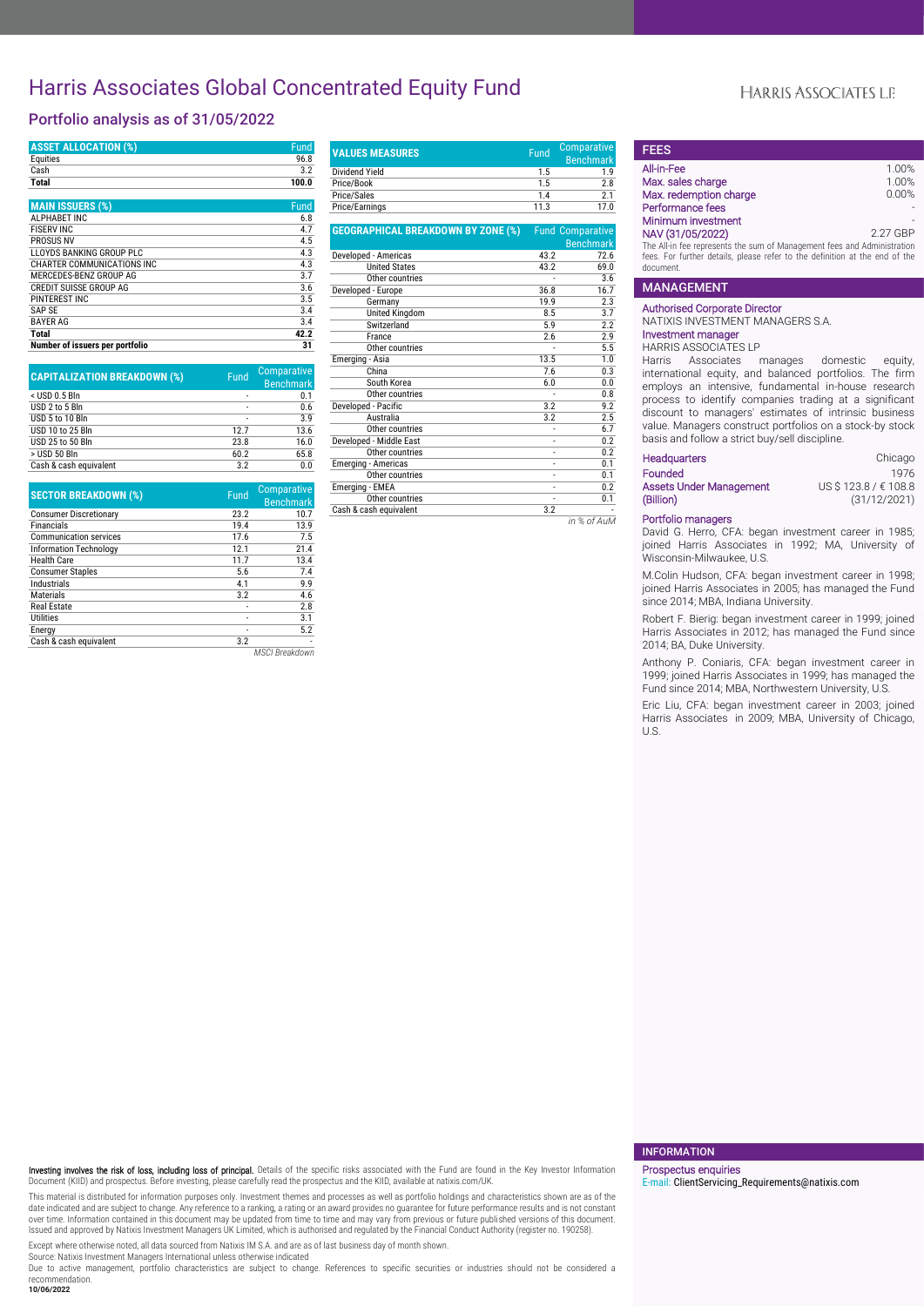# Harris Associates Global Concentrated Equity Fund

HARRIS ASSOCIATES L.P.

## Portfolio analysis as of 31/05/2022

| ASSET ALLOCATION (%) | Fund |
|---|---|
| Equities | 96.8 |
| Cash | 3.2 |
| **Total** | **100.0** |

| MAIN ISSUERS (%) | Fund |
|---|---|
| ALPHABET INC | 6.8 |
| FISERV INC | 4.7 |
| PROSUS NV | 4.5 |
| LLOYDS BANKING GROUP PLC | 4.3 |
| CHARTER COMMUNICATIONS INC | 4.3 |
| MERCEDES-BENZ GROUP AG | 3.7 |
| CREDIT SUISSE GROUP AG | 3.6 |
| PINTEREST INC | 3.5 |
| SAP SE | 3.4 |
| BAYER AG | 3.4 |
| **Total** | **42.2** |
| **Number of issuers per portfolio** | **31** |

| CAPITALIZATION BREAKDOWN (%) | Fund | Comparative Benchmark |
|---|---|---|
| < USD 0.5 Bln | - | 0.1 |
| USD 2 to 5 Bln | - | 0.6 |
| USD 5 to 10 Bln | - | 3.9 |
| USD 10 to 25 Bln | 12.7 | 13.6 |
| USD 25 to 50 Bln | 23.8 | 16.0 |
| > USD 50 Bln | 60.2 | 65.8 |
| Cash & cash equivalent | 3.2 | 0.0 |

| SECTOR BREAKDOWN (%) | Fund | Comparative Benchmark |
|---|---|---|
| Consumer Discretionary | 23.2 | 10.7 |
| Financials | 19.4 | 13.9 |
| Communication services | 17.6 | 7.5 |
| Information Technology | 12.1 | 21.4 |
| Health Care | 11.7 | 13.4 |
| Consumer Staples | 5.6 | 7.4 |
| Industrials | 4.1 | 9.9 |
| Materials | 3.2 | 4.6 |
| Real Estate | - | 2.8 |
| Utilities | - | 3.1 |
| Energy | - | 5.2 |
| Cash & cash equivalent | 3.2 | - |

*MSCI Breakdown*

| VALUES MEASURES | Fund | Comparative Benchmark |
|---|---|---|
| Dividend Yield | 1.5 | 1.9 |
| Price/Book | 1.5 | 2.8 |
| Price/Sales | 1.4 | 2.1 |
| Price/Earnings | 11.3 | 17.0 |

| GEOGRAPHICAL BREAKDOWN BY ZONE (%) | Fund | Comparative Benchmark |
|---|---|---|
| Developed - Americas | 43.2 | 72.6 |
| United States | 43.2 | 69.0 |
| Other countries | - | 3.6 |
| Developed - Europe | 36.8 | 16.7 |
| Germany | 19.9 | 2.3 |
| United Kingdom | 8.5 | 3.7 |
| Switzerland | 5.9 | 2.2 |
| France | 2.6 | 2.9 |
| Other countries | - | 5.5 |
| Emerging - Asia | 13.5 | 1.0 |
| China | 7.6 | 0.3 |
| South Korea | 6.0 | 0.0 |
| Other countries | - | 0.8 |
| Developed - Pacific | 3.2 | 9.2 |
| Australia | 3.2 | 2.5 |
| Other countries | - | 6.7 |
| Developed - Middle East | - | 0.2 |
| Other countries | - | 0.2 |
| Emerging - Americas | - | 0.1 |
| Other countries | - | 0.1 |
| Emerging - EMEA | - | 0.2 |
| Other countries | - | 0.1 |
| Cash & cash equivalent | 3.2 | - |

*in % of AuM*

## FEES

| | |
|---|---|
| All-in-Fee | 1.00% |
| Max. sales charge | 1.00% |
| Max. redemption charge | 0.00% |
| Performance fees | - |
| Minimum investment | - |
| NAV (31/05/2022) | 2.27 GBP |

The All-in fee represents the sum of Management fees and Administration fees. For further details, please refer to the definition at the end of the document.

## MANAGEMENT

**Authorised Corporate Director**
NATIXIS INVESTMENT MANAGERS S.A.

**Investment manager**
HARRIS ASSOCIATES LP
Harris Associates manages domestic equity, international equity, and balanced portfolios. The firm employs an intensive, fundamental in-house research process to identify companies trading at a significant discount to managers' estimates of intrinsic business value. Managers construct portfolios on a stock-by stock basis and follow a strict buy/sell discipline.

| | |
|---|---|
| Headquarters | Chicago |
| Founded | 1976 |
| Assets Under Management (Billion) | US $ 123.8 / € 108.8 (31/12/2021) |

**Portfolio managers**

David G. Herro, CFA: began investment career in 1985; joined Harris Associates in 1992; MA, University of Wisconsin-Milwaukee, U.S.

M.Colin Hudson, CFA: began investment career in 1998; joined Harris Associates in 2005; has managed the Fund since 2014; MBA, Indiana University.

Robert F. Bierig: began investment career in 1999; joined Harris Associates in 2012; has managed the Fund since 2014; BA, Duke University.

Anthony P. Coniaris, CFA: began investment career in 1999; joined Harris Associates in 1999; has managed the Fund since 2014; MBA, Northwestern University, U.S.

Eric Liu, CFA: began investment career in 2003; joined Harris Associates in 2009; MBA, University of Chicago, U.S.

## INFORMATION

**Prospectus enquiries**
E-mail: ClientServicing_Requirements@natixis.com

**Investing involves the risk of loss, including loss of principal.** Details of the specific risks associated with the Fund are found in the Key Investor Information Document (KIID) and prospectus. Before investing, please carefully read the prospectus and the KIID, available at natixis.com/UK.

This material is distributed for information purposes only. Investment themes and processes as well as portfolio holdings and characteristics shown are as of the date indicated and are subject to change. Any reference to a ranking, a rating or an award provides no guarantee for future performance results and is not constant over time. Information contained in this document may be updated from time to time and may vary from previous or future published versions of this document. Issued and approved by Natixis Investment Managers UK Limited, which is authorised and regulated by the Financial Conduct Authority (register no. 190258).

Except where otherwise noted, all data sourced from Natixis IM S.A. and are as of last business day of month shown.

Source: Natixis Investment Managers International unless otherwise indicated

Due to active management, portfolio characteristics are subject to change. References to specific securities or industries should not be considered a recommendation.

**10/06/2022**